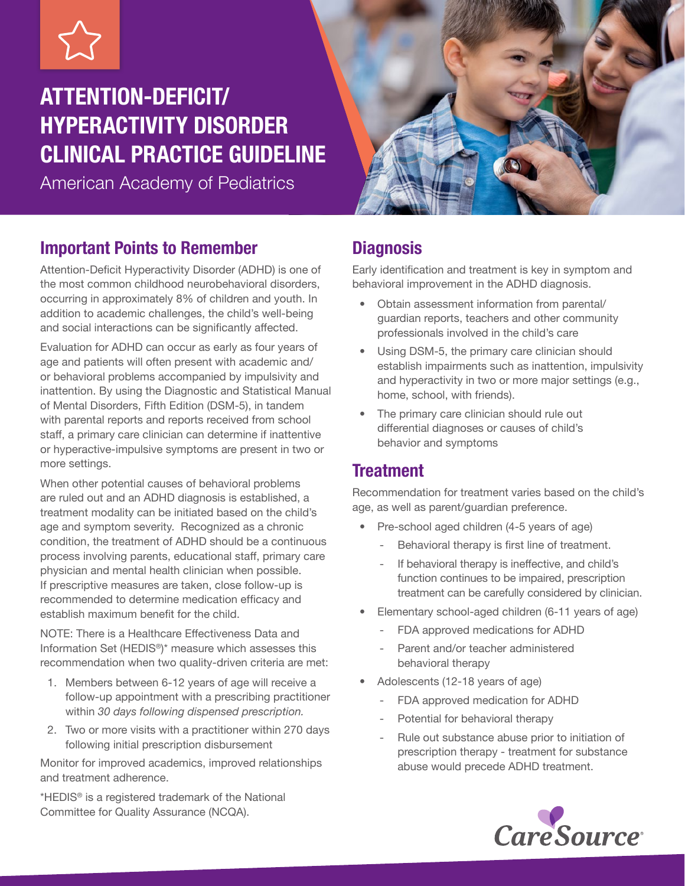# ATTENTION-DEFICIT/ HYPERACTIVITY DISORDER CLINICAL PRACTICE GUIDELINE

American Academy of Pediatrics

## Important Points to Remember

Attention-Deficit Hyperactivity Disorder (ADHD) is one of the most common childhood neurobehavioral disorders, occurring in approximately 8% of children and youth. In addition to academic challenges, the child's well-being and social interactions can be significantly affected.

Evaluation for ADHD can occur as early as four years of age and patients will often present with academic and/or behavioral problems accompanied by impulsivity and inattention. By using the Diagnostic and Statistical Manual of Mental Disorders, Fifth Edition (DSM-5), in tandem with parental reports and reports received from school staff, a primary care clinician can determine if inattentive or hyperactive-impulsive symptoms are present in two or more settings.

When other potential causes of behavioral problems are ruled out and an ADHD diagnosis is established, a treatment modality can be initiated based on the child's age and symptom severity. Recognized as a chronic condition, the treatment of ADHD should be a continuous process involving parents, educational staff, primary care physician and mental health clinician when possible. If prescriptive measures are taken, close follow-up is recommended to determine medication efficacy and establish maximum benefit for the child.

NOTE: There is a Healthcare Effectiveness Data and Information Set (HEDIS®)* measure which assesses this recommendation when two quality-driven criteria are met:

1. Members between 6-12 years of age will receive a follow-up appointment with a prescribing practitioner within *30 days following dispensed prescription.*
2. Two or more visits with a practitioner within 270 days following initial prescription disbursement

Monitor for improved academics, improved relationships and treatment adherence.

*HEDIS® is a registered trademark of the National Committee for Quality Assurance (NCQA).

## Diagnosis

Early identification and treatment is key in symptom and behavioral improvement in the ADHD diagnosis.

- Obtain assessment information from parental/guardian reports, teachers and other community professionals involved in the child's care
- Using DSM-5, the primary care clinician should establish impairments such as inattention, impulsivity and hyperactivity in two or more major settings (e.g., home, school, with friends).
- The primary care clinician should rule out differential diagnoses or causes of child's behavior and symptoms

## Treatment

Recommendation for treatment varies based on the child's age, as well as parent/guardian preference.

- Pre-school aged children (4-5 years of age)
  - Behavioral therapy is first line of treatment.
  - If behavioral therapy is ineffective, and child's function continues to be impaired, prescription treatment can be carefully considered by clinician.
- Elementary school-aged children (6-11 years of age)
  - FDA approved medications for ADHD
  - Parent and/or teacher administered behavioral therapy
- Adolescents (12-18 years of age)
  - FDA approved medication for ADHD
  - Potential for behavioral therapy
  - Rule out substance abuse prior to initiation of prescription therapy - treatment for substance abuse would precede ADHD treatment.

CareSource®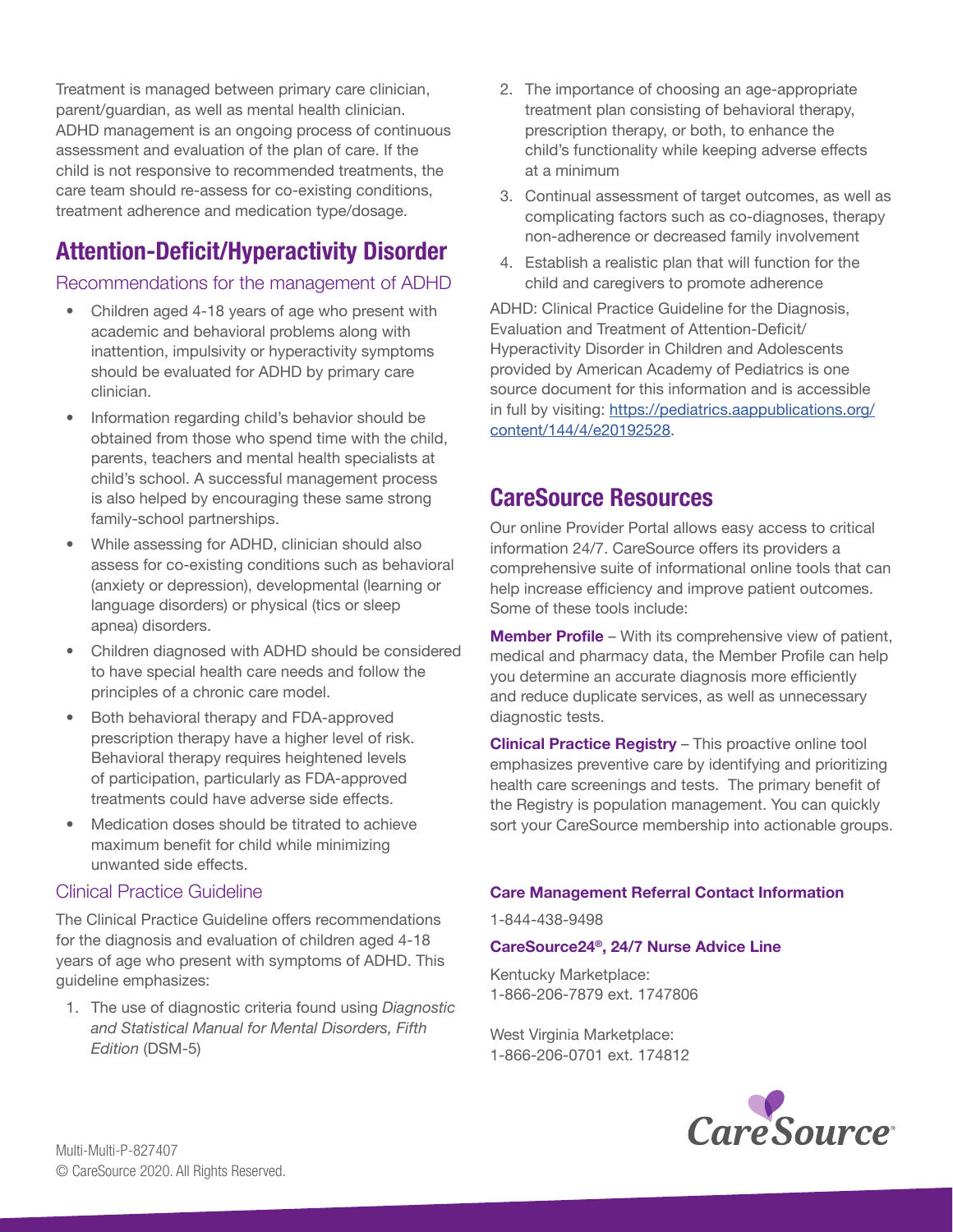Treatment is managed between primary care clinician, parent/guardian, as well as mental health clinician. ADHD management is an ongoing process of continuous assessment and evaluation of the plan of care. If the child is not responsive to recommended treatments, the care team should re-assess for co-existing conditions, treatment adherence and medication type/dosage.

## Attention-Deficit/Hyperactivity Disorder

### Recommendations for the management of ADHD

- Children aged 4-18 years of age who present with academic and behavioral problems along with inattention, impulsivity or hyperactivity symptoms should be evaluated for ADHD by primary care clinician.
- Information regarding child's behavior should be obtained from those who spend time with the child, parents, teachers and mental health specialists at child's school. A successful management process is also helped by encouraging these same strong family-school partnerships.
- While assessing for ADHD, clinician should also assess for co-existing conditions such as behavioral (anxiety or depression), developmental (learning or language disorders) or physical (tics or sleep apnea) disorders.
- Children diagnosed with ADHD should be considered to have special health care needs and follow the principles of a chronic care model.
- Both behavioral therapy and FDA-approved prescription therapy have a higher level of risk. Behavioral therapy requires heightened levels of participation, particularly as FDA-approved treatments could have adverse side effects.
- Medication doses should be titrated to achieve maximum benefit for child while minimizing unwanted side effects.

### Clinical Practice Guideline

The Clinical Practice Guideline offers recommendations for the diagnosis and evaluation of children aged 4-18 years of age who present with symptoms of ADHD. This guideline emphasizes:

1. The use of diagnostic criteria found using *Diagnostic and Statistical Manual for Mental Disorders, Fifth Edition* (DSM-5)
2. The importance of choosing an age-appropriate treatment plan consisting of behavioral therapy, prescription therapy, or both, to enhance the child's functionality while keeping adverse effects at a minimum
3. Continual assessment of target outcomes, as well as complicating factors such as co-diagnoses, therapy non-adherence or decreased family involvement
4. Establish a realistic plan that will function for the child and caregivers to promote adherence

ADHD: Clinical Practice Guideline for the Diagnosis, Evaluation and Treatment of Attention-Deficit/Hyperactivity Disorder in Children and Adolescents provided by American Academy of Pediatrics is one source document for this information and is accessible in full by visiting: https://pediatrics.aappublications.org/content/144/4/e20192528.

## CareSource Resources

Our online Provider Portal allows easy access to critical information 24/7. CareSource offers its providers a comprehensive suite of informational online tools that can help increase efficiency and improve patient outcomes. Some of these tools include:

**Member Profile** – With its comprehensive view of patient, medical and pharmacy data, the Member Profile can help you determine an accurate diagnosis more efficiently and reduce duplicate services, as well as unnecessary diagnostic tests.

**Clinical Practice Registry** – This proactive online tool emphasizes preventive care by identifying and prioritizing health care screenings and tests. The primary benefit of the Registry is population management. You can quickly sort your CareSource membership into actionable groups.

**Care Management Referral Contact Information**

1-844-438-9498

**CareSource24®, 24/7 Nurse Advice Line**

Kentucky Marketplace:
1-866-206-7879 ext. 1747806

West Virginia Marketplace:
1-866-206-0701 ext. 174812

Multi-Multi-P-827407
© CareSource 2020. All Rights Reserved.